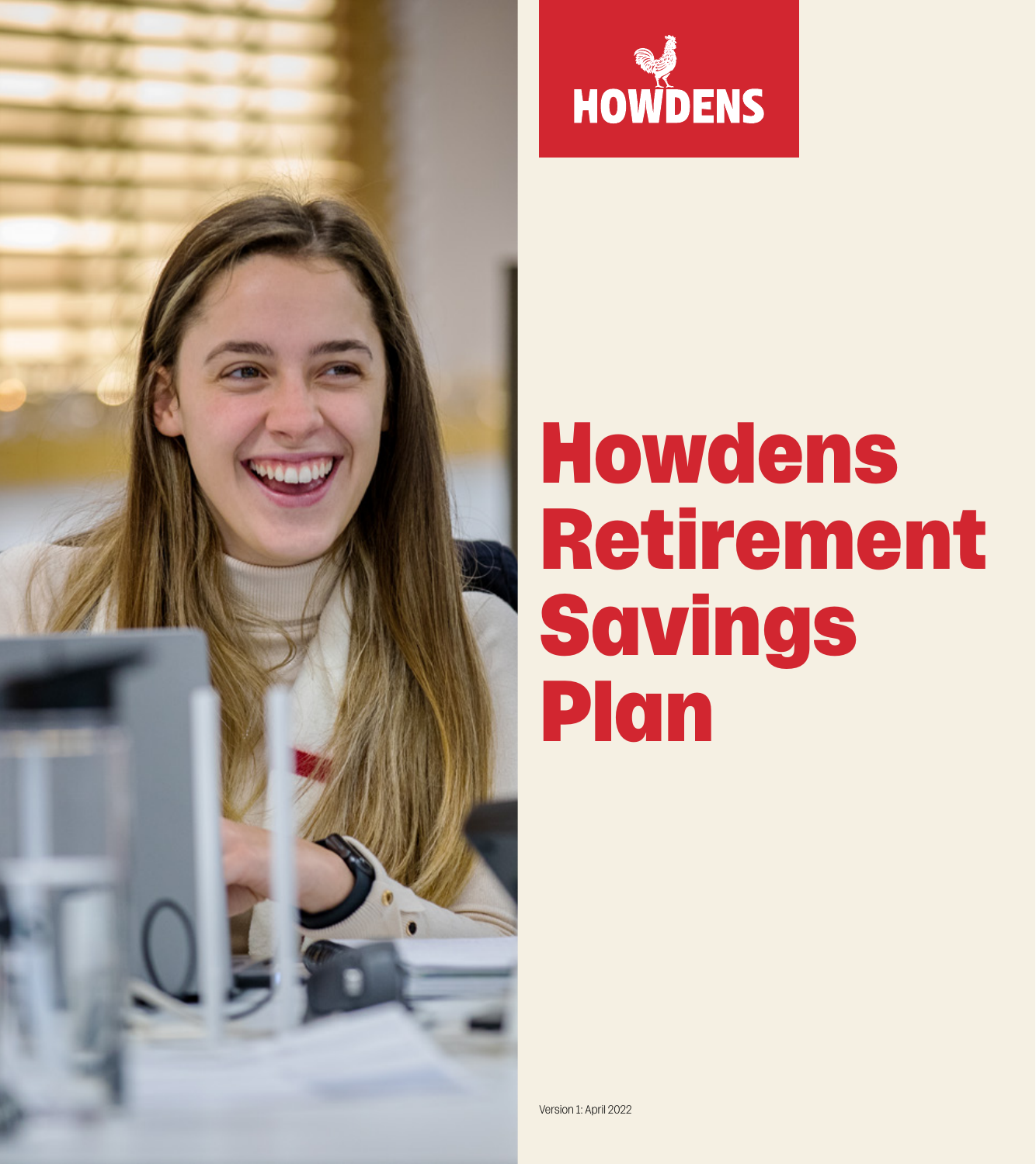HOWDENS

# Howdens Retirement Savings Plan

Version 1: April 2022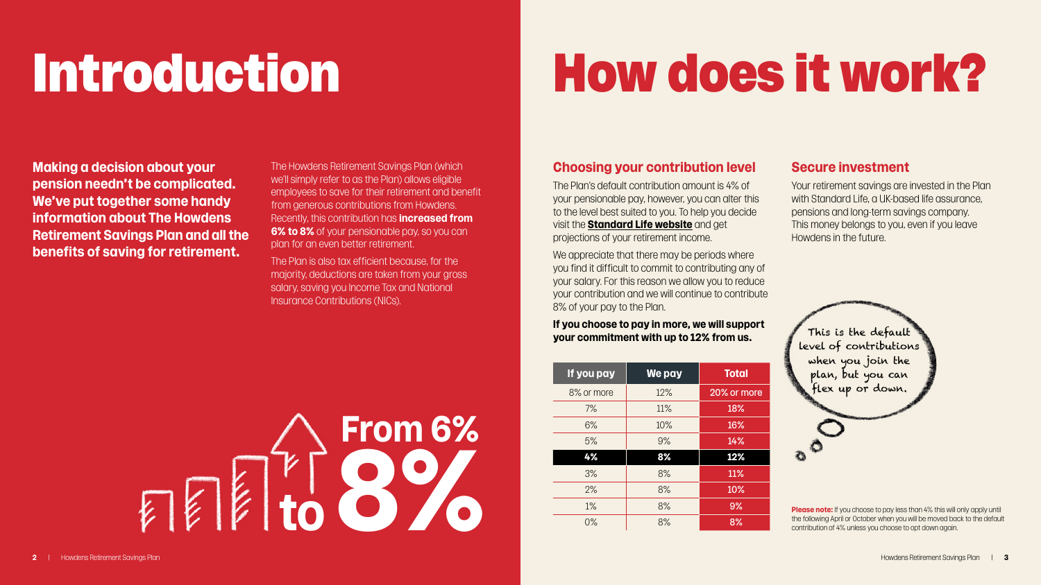# Introduction

**Making a decision about your pension needn't be complicated. We've put together some handy information about The Howdens Retirement Savings Plan and all the benefits of saving for retirement.**

The Howdens Retirement Savings Plan (which we'll simply refer to as the Plan) allows eligible employees to save for their retirement and benefit from generous contributions from Howdens. Recently, this contribution has **increased from 6% to 8%** of your pensionable pay, so you can plan for an even better retirement.

The Plan is also tax efficient because, for the majority, deductions are taken from your gross salary, saving you Income Tax and National Insurance Contributions (NICs).

From 6% to 8%

# How does it work?

## Choosing your contribution level

The Plan's default contribution amount is 4% of your pensionable pay, however, you can alter this to the level best suited to you. To help you decide visit the **Standard Life website** and get projections of your retirement income.

We appreciate that there may be periods where you find it difficult to commit to contributing any of your salary. For this reason we allow you to reduce your contribution and we will continue to contribute 8% of your pay to the Plan.

**If you choose to pay in more, we will support your commitment with up to 12% from us.**

| If you pay | We pay | Total |
|---|---|---|
| 8% or more | 12% | 20% or more |
| 7% | 11% | 18% |
| 6% | 10% | 16% |
| 5% | 9% | 14% |
| **4%** | **8%** | **12%** |
| 3% | 8% | 11% |
| 2% | 8% | 10% |
| 1% | 8% | 9% |
| 0% | 8% | 8% |

This is the default level of contributions when you join the plan, but you can flex up or down.

## Secure investment

Your retirement savings are invested in the Plan with Standard Life, a UK-based life assurance, pensions and long-term savings company. This money belongs to you, even if you leave Howdens in the future.

**Please note:** If you choose to pay less than 4% this will only apply until the following April or October when you will be moved back to the default contribution of 4% unless you choose to opt down again.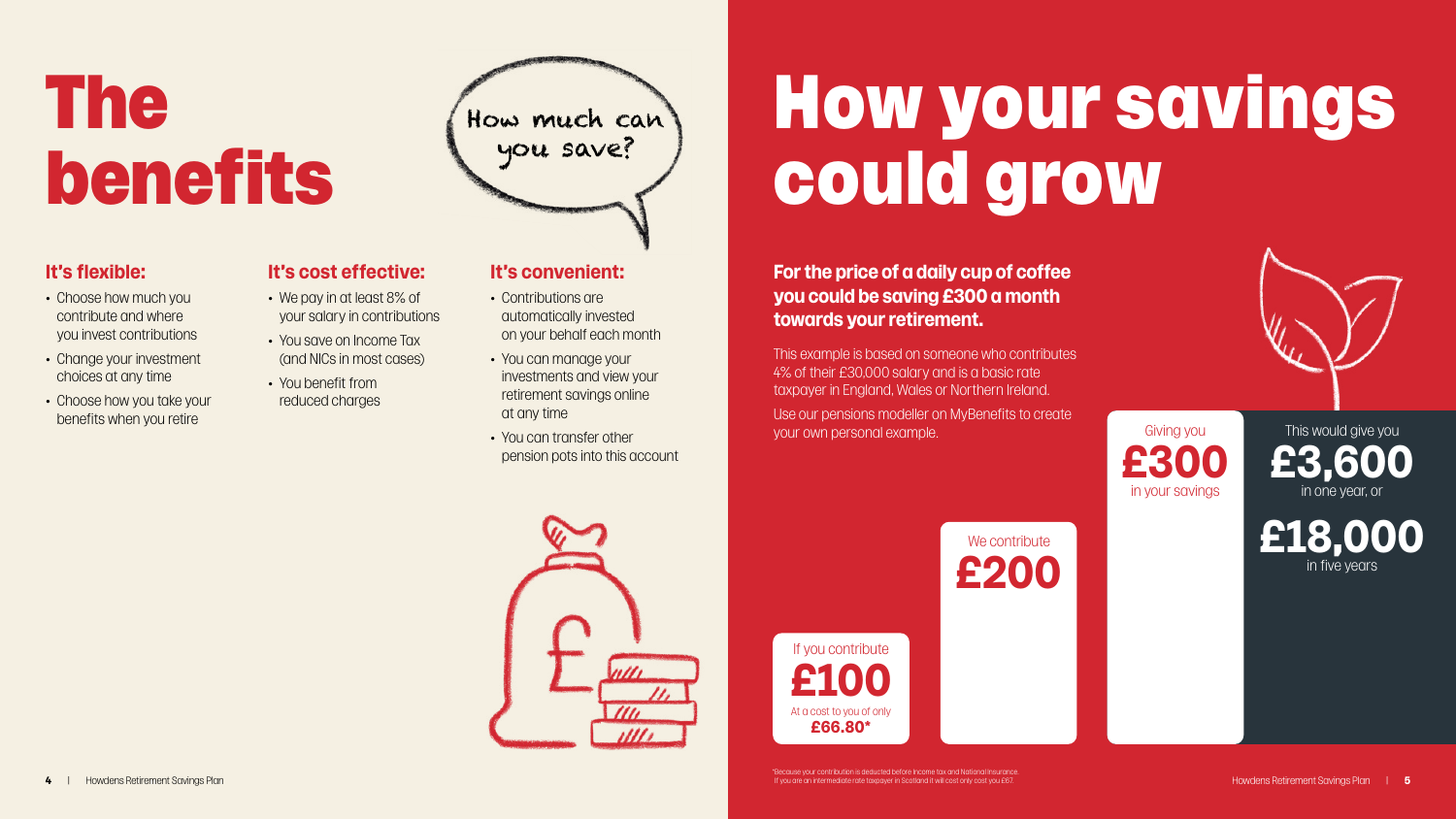# The benefits

How much can you save?

### It's flexible:

- Choose how much you contribute and where you invest contributions
- Change your investment choices at any time
- Choose how you take your benefits when you retire

### It's cost effective:

- We pay in at least 8% of your salary in contributions
- You save on Income Tax (and NICs in most cases)
- You benefit from reduced charges

### It's convenient:

- Contributions are automatically invested on your behalf each month
- You can manage your investments and view your retirement savings online at any time
- You can transfer other pension pots into this account

# How your savings could grow

**For the price of a daily cup of coffee you could be saving £300 a month towards your retirement.**

This example is based on someone who contributes 4% of their £30,000 salary and is a basic rate taxpayer in England, Wales or Northern Ireland.

Use our pensions modeller on MyBenefits to create your own personal example.

If you contribute **£100**
At a cost to you of only **£66.80***

We contribute **£200**

Giving you **£300** in your savings

This would give you **£3,600** in one year, or **£18,000** in five years

*Because your contribution is deducted before Income tax and National Insurance. If you are an intermediate rate taxpayer in Scotland it will cost only cost you £67.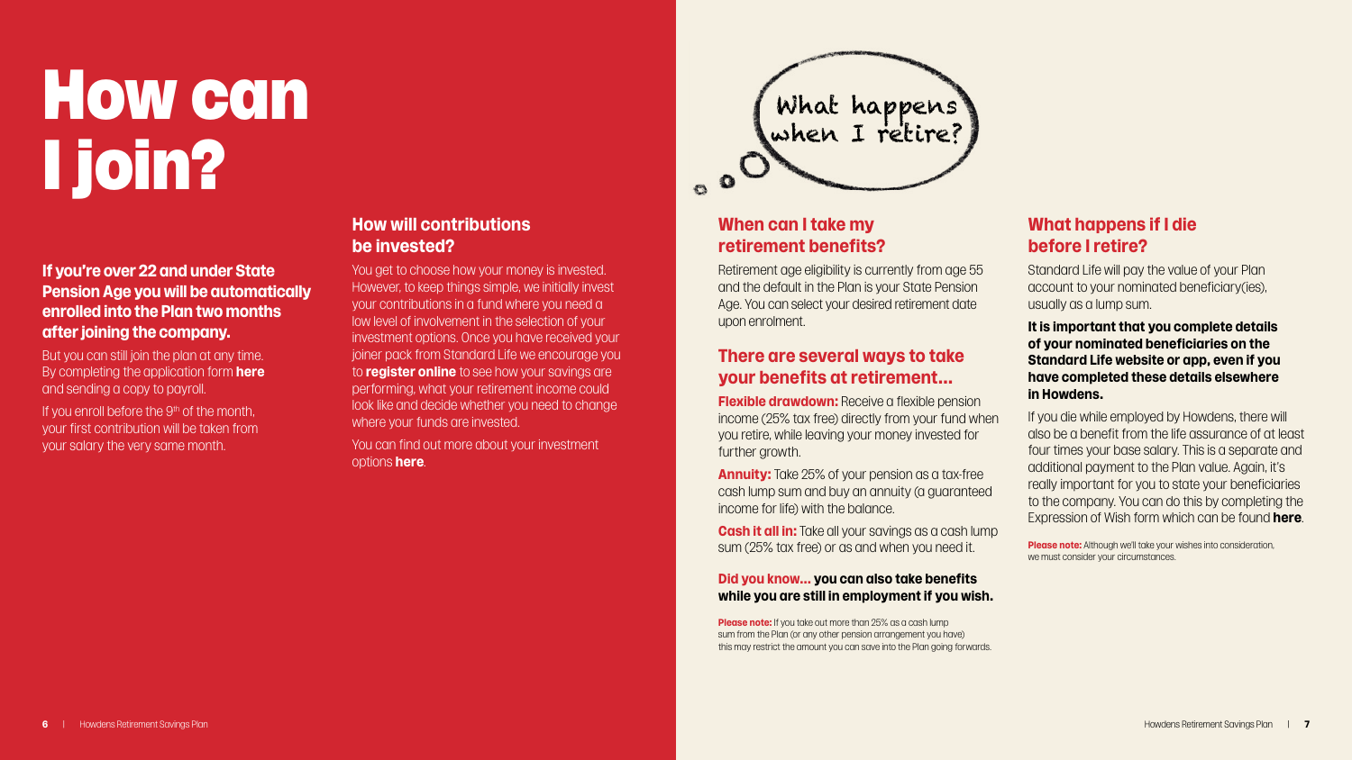# How can I join?

**If you're over 22 and under State Pension Age you will be automatically enrolled into the Plan two months after joining the company.**

But you can still join the plan at any time. By completing the application form **here** and sending a copy to payroll.

If you enroll before the 9th of the month, your first contribution will be taken from your salary the very same month.

## How will contributions be invested?

You get to choose how your money is invested. However, to keep things simple, we initially invest your contributions in a fund where you need a low level of involvement in the selection of your investment options. Once you have received your joiner pack from Standard Life we encourage you to **register online** to see how your savings are performing, what your retirement income could look like and decide whether you need to change where your funds are invested.

You can find out more about your investment options **here**.

What happens when I retire?

## When can I take my retirement benefits?

Retirement age eligibility is currently from age 55 and the default in the Plan is your State Pension Age. You can select your desired retirement date upon enrolment.

## There are several ways to take your benefits at retirement...

**Flexible drawdown:** Receive a flexible pension income (25% tax free) directly from your fund when you retire, while leaving your money invested for further growth.

**Annuity:** Take 25% of your pension as a tax-free cash lump sum and buy an annuity (a guaranteed income for life) with the balance.

**Cash it all in:** Take all your savings as a cash lump sum (25% tax free) or as and when you need it.

**Did you know... you can also take benefits while you are still in employment if you wish.**

**Please note:** If you take out more than 25% as a cash lump sum from the Plan (or any other pension arrangement you have) this may restrict the amount you can save into the Plan going forwards.

## What happens if I die before I retire?

Standard Life will pay the value of your Plan account to your nominated beneficiary(ies), usually as a lump sum.

**It is important that you complete details of your nominated beneficiaries on the Standard Life website or app, even if you have completed these details elsewhere in Howdens.**

If you die while employed by Howdens, there will also be a benefit from the life assurance of at least four times your base salary. This is a separate and additional payment to the Plan value. Again, it's really important for you to state your beneficiaries to the company. You can do this by completing the Expression of Wish form which can be found **here**.

**Please note:** Although we'll take your wishes into consideration, we must consider your circumstances.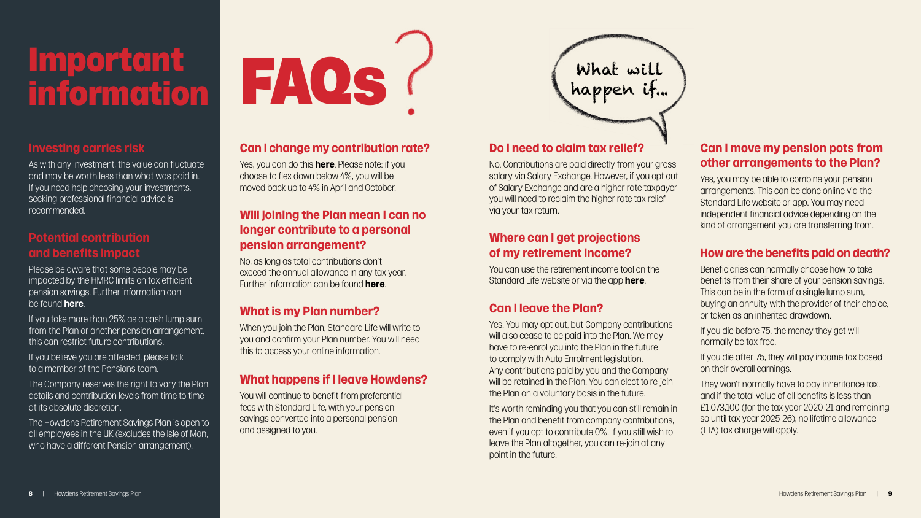# Important information

## Investing carries risk

As with any investment, the value can fluctuate and may be worth less than what was paid in. If you need help choosing your investments, seeking professional financial advice is recommended.

## Potential contribution and benefits impact

Please be aware that some people may be impacted by the HMRC limits on tax efficient pension savings. Further information can be found **here**.

If you take more than 25% as a cash lump sum from the Plan or another pension arrangement, this can restrict future contributions.

If you believe you are affected, please talk to a member of the Pensions team.

The Company reserves the right to vary the Plan details and contribution levels from time to time at its absolute discretion.

The Howdens Retirement Savings Plan is open to all employees in the UK (excludes the Isle of Man, who have a different Pension arrangement).

# FAQs

What will happen if...

### Can I change my contribution rate?

Yes, you can do this **here**. Please note: if you choose to flex down below 4%, you will be moved back up to 4% in April and October.

### Will joining the Plan mean I can no longer contribute to a personal pension arrangement?

No, as long as total contributions don't exceed the annual allowance in any tax year. Further information can be found **here**.

### What is my Plan number?

When you join the Plan, Standard Life will write to you and confirm your Plan number. You will need this to access your online information.

### What happens if I leave Howdens?

You will continue to benefit from preferential fees with Standard Life, with your pension savings converted into a personal pension and assigned to you.

### Do I need to claim tax relief?

No. Contributions are paid directly from your gross salary via Salary Exchange. However, if you opt out of Salary Exchange and are a higher rate taxpayer you will need to reclaim the higher rate tax relief via your tax return.

### Where can I get projections of my retirement income?

You can use the retirement income tool on the Standard Life website or via the app **here**.

### Can I leave the Plan?

Yes. You may opt-out, but Company contributions will also cease to be paid into the Plan. We may have to re-enrol you into the Plan in the future to comply with Auto Enrolment legislation. Any contributions paid by you and the Company will be retained in the Plan. You can elect to re-join the Plan on a voluntary basis in the future.

It's worth reminding you that you can still remain in the Plan and benefit from company contributions, even if you opt to contribute 0%. If you still wish to leave the Plan altogether, you can re-join at any point in the future.

### Can I move my pension pots from other arrangements to the Plan?

Yes, you may be able to combine your pension arrangements. This can be done online via the Standard Life website or app. You may need independent financial advice depending on the kind of arrangement you are transferring from.

### How are the benefits paid on death?

Beneficiaries can normally choose how to take benefits from their share of your pension savings. This can be in the form of a single lump sum, buying an annuity with the provider of their choice, or taken as an inherited drawdown.

If you die before 75, the money they get will normally be tax-free.

If you die after 75, they will pay income tax based on their overall earnings.

They won't normally have to pay inheritance tax, and if the total value of all benefits is less than £1,073,100 (for the tax year 2020-21 and remaining so until tax year 2025-26), no lifetime allowance (LTA) tax charge will apply.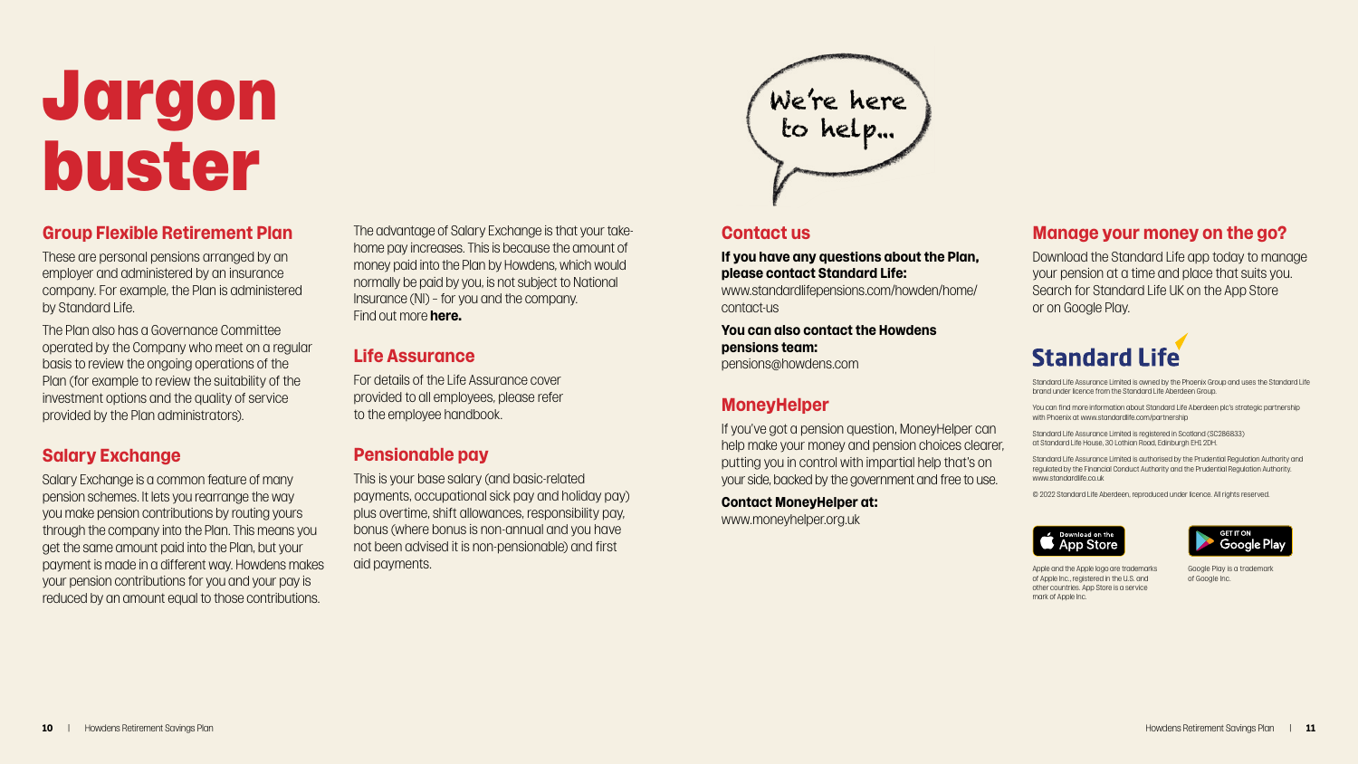# Jargon buster

## Group Flexible Retirement Plan

These are personal pensions arranged by an employer and administered by an insurance company. For example, the Plan is administered by Standard Life.

The Plan also has a Governance Committee operated by the Company who meet on a regular basis to review the ongoing operations of the Plan (for example to review the suitability of the investment options and the quality of service provided by the Plan administrators).

## Salary Exchange

Salary Exchange is a common feature of many pension schemes. It lets you rearrange the way you make pension contributions by routing yours through the company into the Plan. This means you get the same amount paid into the Plan, but your payment is made in a different way. Howdens makes your pension contributions for you and your pay is reduced by an amount equal to those contributions.

The advantage of Salary Exchange is that your take-home pay increases. This is because the amount of money paid into the Plan by Howdens, which would normally be paid by you, is not subject to National Insurance (NI) – for you and the company. Find out more **here.**

## Life Assurance

For details of the Life Assurance cover provided to all employees, please refer to the employee handbook.

## Pensionable pay

This is your base salary (and basic-related payments, occupational sick pay and holiday pay) plus overtime, shift allowances, responsibility pay, bonus (where bonus is non-annual and you have not been advised it is non-pensionable) and first aid payments.

We're here to help...

## Contact us

**If you have any questions about the Plan, please contact Standard Life:**
www.standardlifepensions.com/howden/home/contact-us

**You can also contact the Howdens pensions team:**
pensions@howdens.com

## MoneyHelper

If you've got a pension question, MoneyHelper can help make your money and pension choices clearer, putting you in control with impartial help that's on your side, backed by the government and free to use.

**Contact MoneyHelper at:**
www.moneyhelper.org.uk

## Manage your money on the go?

Download the Standard Life app today to manage your pension at a time and place that suits you. Search for Standard Life UK on the App Store or on Google Play.

Standard Life

Standard Life Assurance Limited is owned by the Phoenix Group and uses the Standard Life brand under licence from the Standard Life Aberdeen Group.

You can find more information about Standard Life Aberdeen plc's strategic partnership with Phoenix at www.standardlife.com/partnership

Standard Life Assurance Limited is registered in Scotland (SC286833) at Standard Life House, 30 Lothian Road, Edinburgh EH1 2DH.

Standard Life Assurance Limited is authorised by the Prudential Regulation Authority and regulated by the Financial Conduct Authority and the Prudential Regulation Authority. www.standardlife.co.uk

© 2022 Standard Life Aberdeen, reproduced under licence. All rights reserved.

Download on the App Store

GET IT ON Google Play

Apple and the Apple logo are trademarks of Apple Inc., registered in the U.S. and other countries. App Store is a service mark of Apple Inc.

Google Play is a trademark of Google Inc.